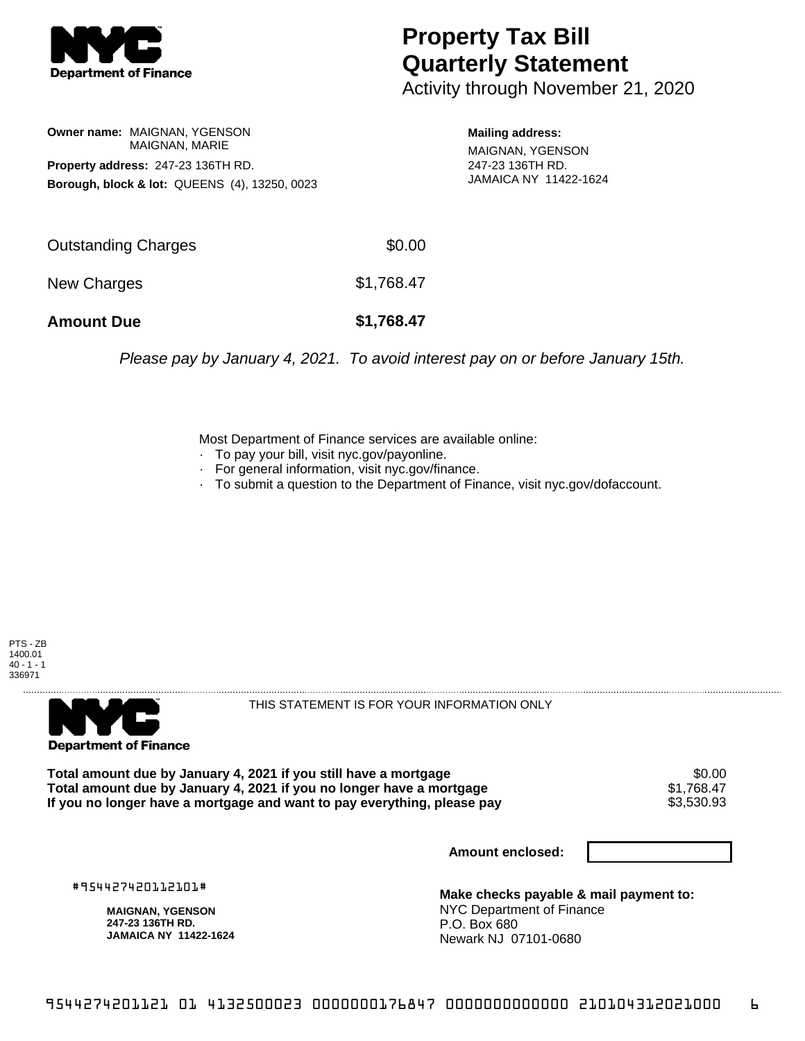**Department of Finance**

# Property Tax Bill Quarterly Statement

Activity through November 21, 2020

**Owner name:** MAIGNAN, YGENSON
MAIGNAN, MARIE

**Property address:** 247-23 136TH RD.

**Borough, block & lot:** QUEENS (4), 13250, 0023

**Mailing address:**
MAIGNAN, YGENSON
247-23 136TH RD.
JAMAICA NY 11422-1624

| | |
|---|---|
| Outstanding Charges | $0.00 |
| New Charges | $1,768.47 |
| **Amount Due** | **$1,768.47** |

*Please pay by January 4, 2021. To avoid interest pay on or before January 15th.*

Most Department of Finance services are available online:

- To pay your bill, visit nyc.gov/payonline.
- For general information, visit nyc.gov/finance.
- To submit a question to the Department of Finance, visit nyc.gov/dofaccount.

PTS - ZB
1400.01
40 - 1 - 1
336971

---

**Department of Finance**

THIS STATEMENT IS FOR YOUR INFORMATION ONLY

| | |
|---|---|
| **Total amount due by January 4, 2021 if you still have a mortgage** | $0.00 |
| **Total amount due by January 4, 2021 if you no longer have a mortgage** | $1,768.47 |
| **If you no longer have a mortgage and want to pay everything, please pay** | $3,530.93 |

**Amount enclosed:**

#954427420112101#

**MAIGNAN, YGENSON**
**247-23 136TH RD.**
**JAMAICA NY 11422-1624**

**Make checks payable & mail payment to:**
NYC Department of Finance
P.O. Box 680
Newark NJ 07101-0680

9544274201121 01 4132500023 0000000176847 0000000000000 210104312021000 6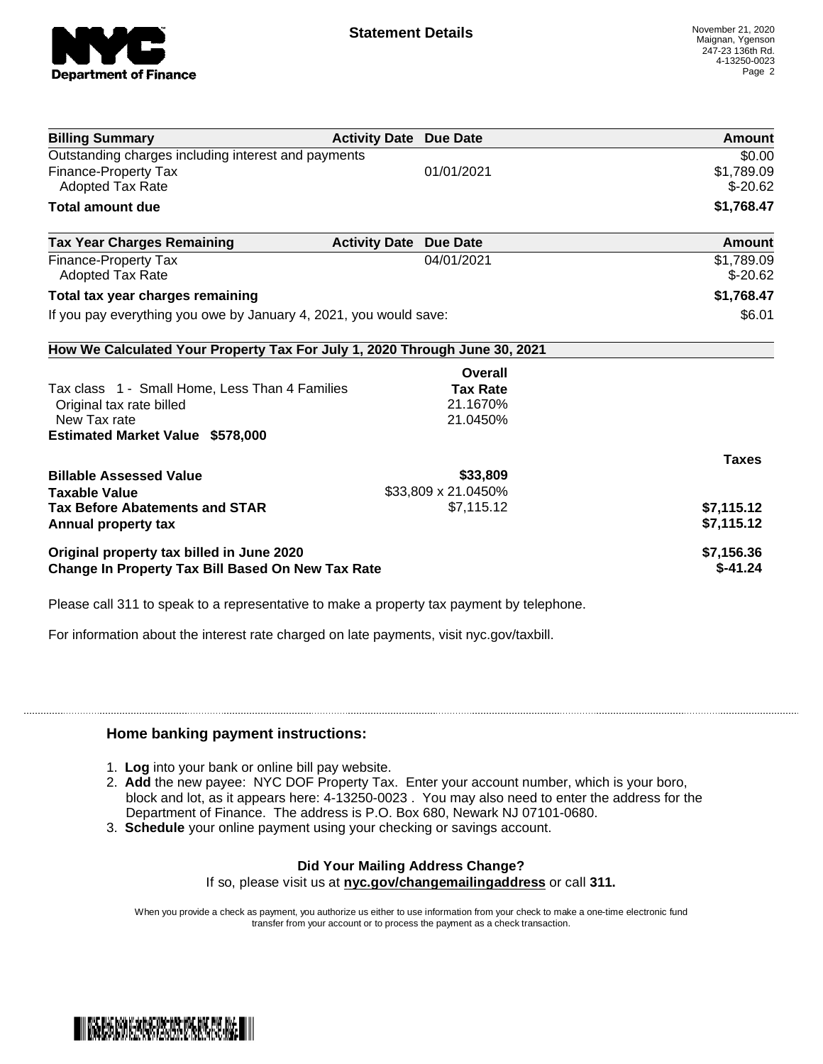# Statement Details

November 21, 2020
Maignan, Ygenson
247-23 136th Rd.
4-13250-0023

| Billing Summary | Activity Date | Due Date | Amount |
|---|---|---|---|
| Outstanding charges including interest and payments | | | $0.00 |
| Finance-Property Tax | | 01/01/2021 | $1,789.09 |
| Adopted Tax Rate | | | $-20.62 |
| **Total amount due** | | | **$1,768.47** |

| Tax Year Charges Remaining | Activity Date | Due Date | Amount |
|---|---|---|---|
| Finance-Property Tax | | 04/01/2021 | $1,789.09 |
| Adopted Tax Rate | | | $-20.62 |
| **Total tax year charges remaining** | | | **$1,768.47** |
| If you pay everything you owe by January 4, 2021, you would save: | | | $6.01 |

**How We Calculated Your Property Tax For July 1, 2020 Through June 30, 2021**

| | Overall Tax Rate | |
|---|---|---|
| Tax class 1 - Small Home, Less Than 4 Families | | |
| Original tax rate billed | 21.1670% | |
| New Tax rate | 21.0450% | |
| **Estimated Market Value $578,000** | | |
| | | **Taxes** |
| **Billable Assessed Value** | **$33,809** | |
| **Taxable Value** | $33,809 x 21.0450% | |
| **Tax Before Abatements and STAR** | $7,115.12 | **$7,115.12** |
| **Annual property tax** | | **$7,115.12** |
| **Original property tax billed in June 2020** | | **$7,156.36** |
| **Change In Property Tax Bill Based On New Tax Rate** | | **$-41.24** |

Please call 311 to speak to a representative to make a property tax payment by telephone.

For information about the interest rate charged on late payments, visit nyc.gov/taxbill.

## Home banking payment instructions:

1. **Log** into your bank or online bill pay website.
2. **Add** the new payee: NYC DOF Property Tax. Enter your account number, which is your boro, block and lot, as it appears here: 4-13250-0023 . You may also need to enter the address for the Department of Finance. The address is P.O. Box 680, Newark NJ 07101-0680.
3. **Schedule** your online payment using your checking or savings account.

**Did Your Mailing Address Change?**
If so, please visit us at **nyc.gov/changemailingaddress** or call **311.**

When you provide a check as payment, you authorize us either to use information from your check to make a one-time electronic fund transfer from your account or to process the payment as a check transaction.